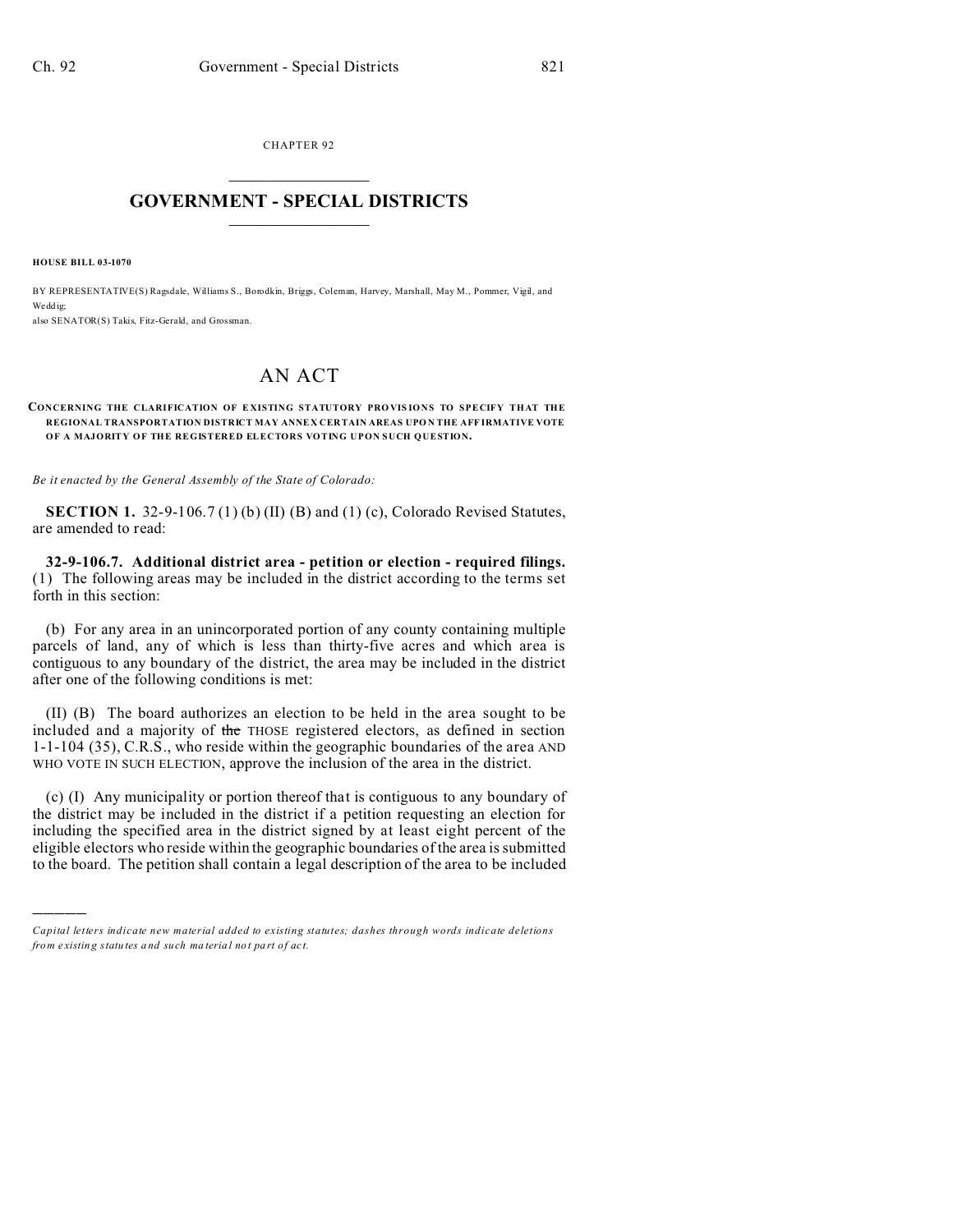CHAPTER 92

# GOVERNMENT - SPECIAL DISTRICTS

**HOUSE BILL 03-1070**

BY REPRESENTATIVE(S) Ragsdale, Williams S., Borodkin, Briggs, Coleman, Harvey, Marshall, May M., Pommer, Vigil, and Weddig;
also SENATOR(S) Takis, Fitz-Gerald, and Grossman.

# AN ACT

**CONCERNING THE CLARIFICATION OF EXISTING STATUTORY PROVISIONS TO SPECIFY THAT THE REGIONAL TRANSPORTATION DISTRICT MAY ANNEX CERTAIN AREAS UPON THE AFFIRMATIVE VOTE OF A MAJORITY OF THE REGISTERED ELECTORS VOTING UPON SUCH QUESTION.**

*Be it enacted by the General Assembly of the State of Colorado:*

**SECTION 1.** 32-9-106.7 (1) (b) (II) (B) and (1) (c), Colorado Revised Statutes, are amended to read:

**32-9-106.7. Additional district area - petition or election - required filings.** (1) The following areas may be included in the district according to the terms set forth in this section:

(b) For any area in an unincorporated portion of any county containing multiple parcels of land, any of which is less than thirty-five acres and which area is contiguous to any boundary of the district, the area may be included in the district after one of the following conditions is met:

(II) (B) The board authorizes an election to be held in the area sought to be included and a majority of ~~the~~ THOSE registered electors, as defined in section 1-1-104 (35), C.R.S., who reside within the geographic boundaries of the area AND WHO VOTE IN SUCH ELECTION, approve the inclusion of the area in the district.

(c) (I) Any municipality or portion thereof that is contiguous to any boundary of the district may be included in the district if a petition requesting an election for including the specified area in the district signed by at least eight percent of the eligible electors who reside within the geographic boundaries of the area is submitted to the board. The petition shall contain a legal description of the area to be included

---

*Capital letters indicate new material added to existing statutes; dashes through words indicate deletions from existing statutes and such material not part of act.*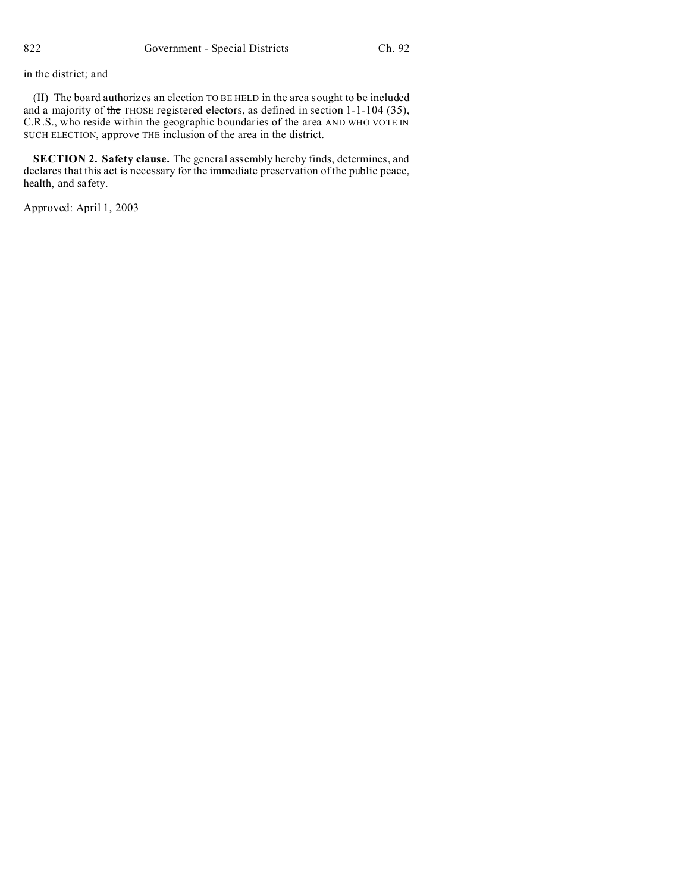in the district; and

(II) The board authorizes an election TO BE HELD in the area sought to be included and a majority of ~~the~~ THOSE registered electors, as defined in section 1-1-104 (35), C.R.S., who reside within the geographic boundaries of the area AND WHO VOTE IN SUCH ELECTION, approve THE inclusion of the area in the district.

**SECTION 2. Safety clause.** The general assembly hereby finds, determines, and declares that this act is necessary for the immediate preservation of the public peace, health, and safety.

Approved: April 1, 2003